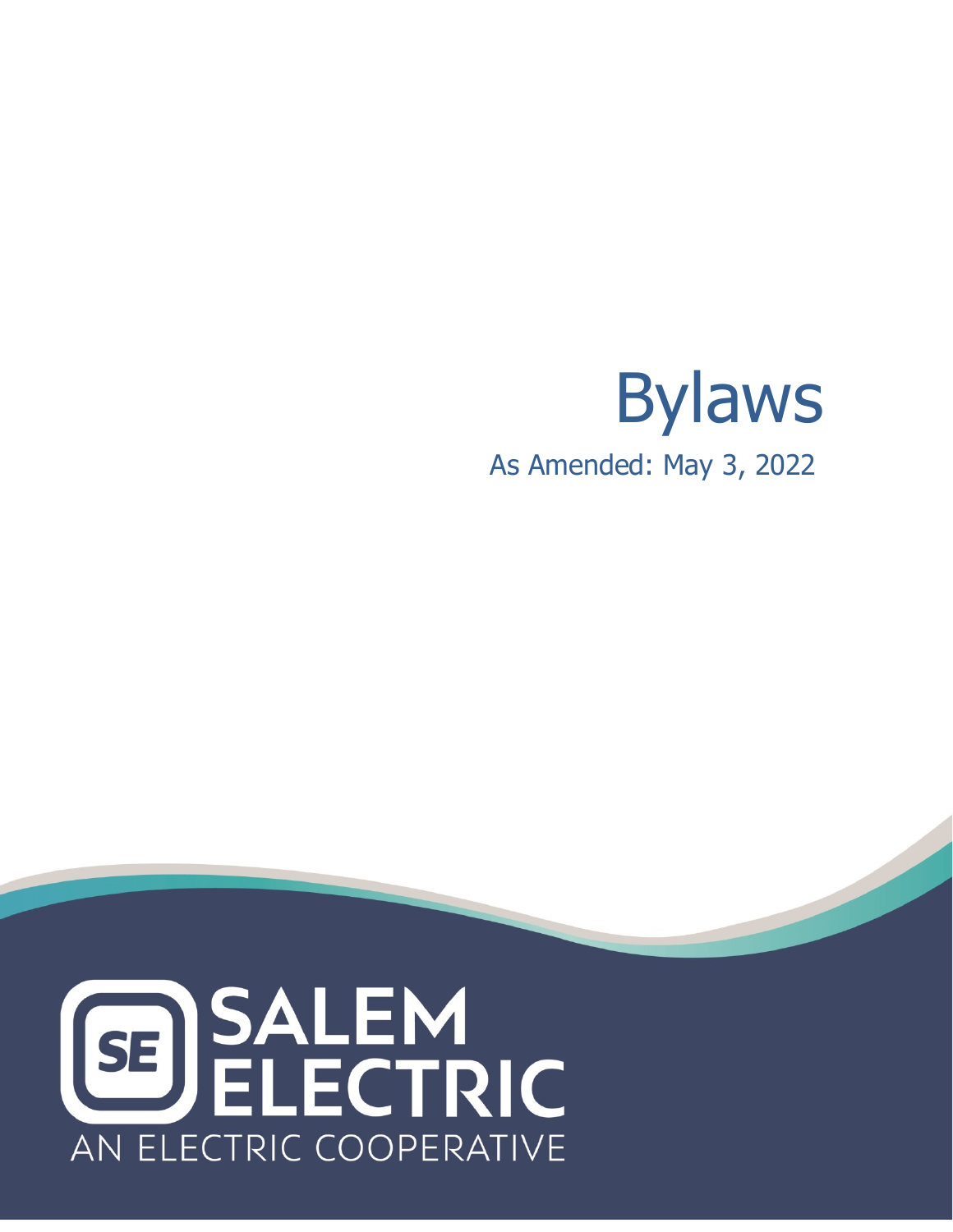# Bylaws

As Amended: May 3, 2022

SALEM ELECTRIC

AN ELECTRIC COOPERATIVE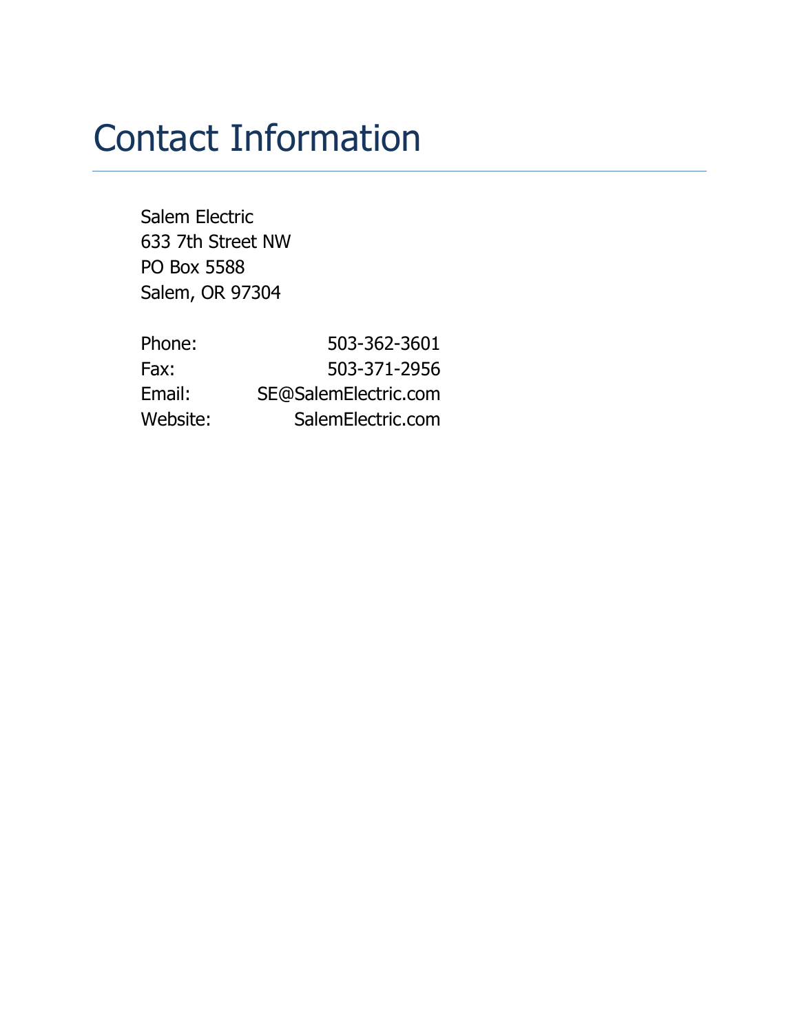# Contact Information

Salem Electric
633 7th Street NW
PO Box 5588
Salem, OR 97304

| | |
|---|---|
| Phone: | 503-362-3601 |
| Fax: | 503-371-2956 |
| Email: | SE@SalemElectric.com |
| Website: | SalemElectric.com |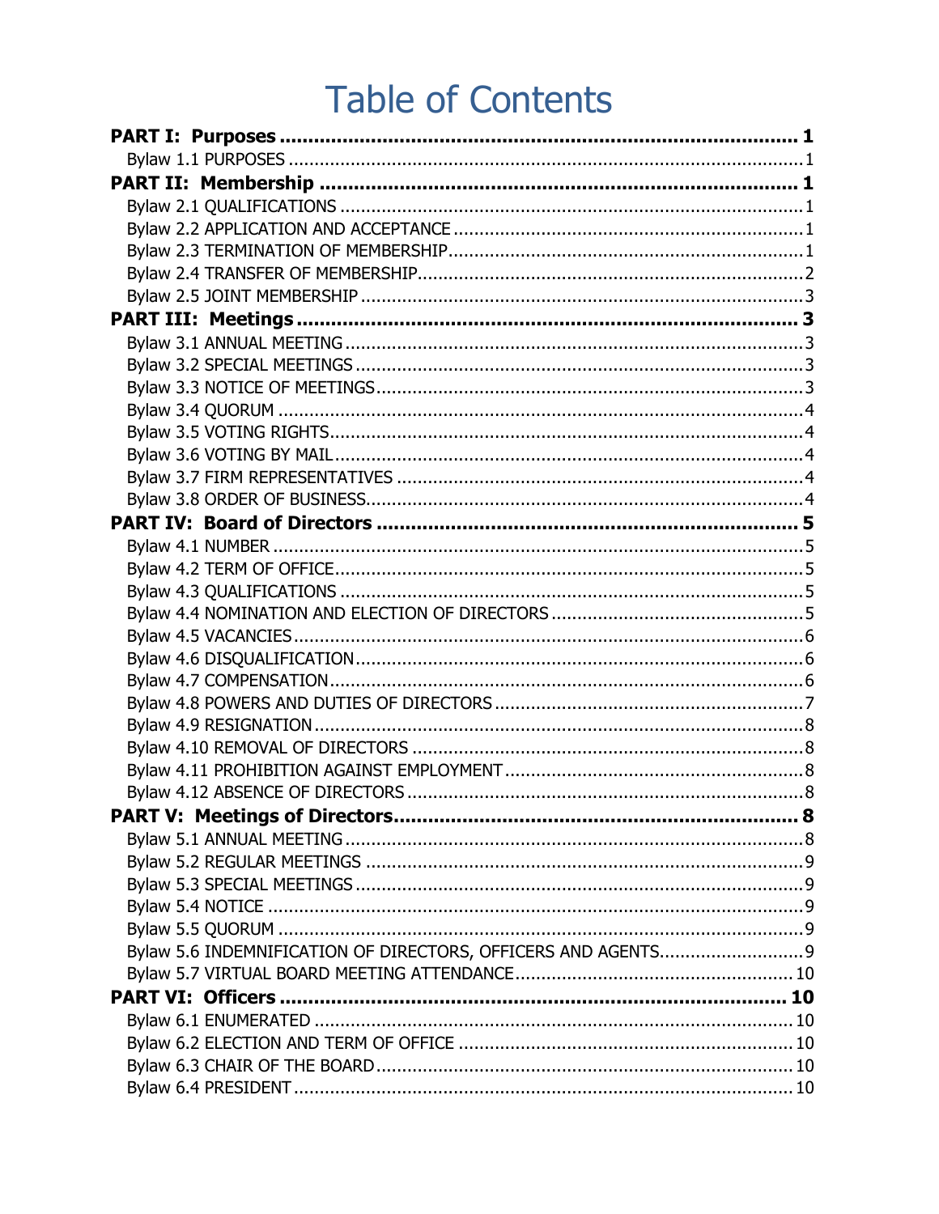# Table of Contents

**PART I: Purposes** ........................................................................ **1**
- Bylaw 1.1 PURPOSES ........................................................................ 1

**PART II: Membership** ........................................................................ **1**
- Bylaw 2.1 QUALIFICATIONS ........................................................................ 1
- Bylaw 2.2 APPLICATION AND ACCEPTANCE ........................................................................ 1
- Bylaw 2.3 TERMINATION OF MEMBERSHIP ........................................................................ 1
- Bylaw 2.4 TRANSFER OF MEMBERSHIP ........................................................................ 2
- Bylaw 2.5 JOINT MEMBERSHIP ........................................................................ 3

**PART III: Meetings** ........................................................................ **3**
- Bylaw 3.1 ANNUAL MEETING ........................................................................ 3
- Bylaw 3.2 SPECIAL MEETINGS ........................................................................ 3
- Bylaw 3.3 NOTICE OF MEETINGS ........................................................................ 3
- Bylaw 3.4 QUORUM ........................................................................ 4
- Bylaw 3.5 VOTING RIGHTS ........................................................................ 4
- Bylaw 3.6 VOTING BY MAIL ........................................................................ 4
- Bylaw 3.7 FIRM REPRESENTATIVES ........................................................................ 4
- Bylaw 3.8 ORDER OF BUSINESS ........................................................................ 4

**PART IV: Board of Directors** ........................................................................ **5**
- Bylaw 4.1 NUMBER ........................................................................ 5
- Bylaw 4.2 TERM OF OFFICE ........................................................................ 5
- Bylaw 4.3 QUALIFICATIONS ........................................................................ 5
- Bylaw 4.4 NOMINATION AND ELECTION OF DIRECTORS ........................................................................ 5
- Bylaw 4.5 VACANCIES ........................................................................ 6
- Bylaw 4.6 DISQUALIFICATION ........................................................................ 6
- Bylaw 4.7 COMPENSATION ........................................................................ 6
- Bylaw 4.8 POWERS AND DUTIES OF DIRECTORS ........................................................................ 7
- Bylaw 4.9 RESIGNATION ........................................................................ 8
- Bylaw 4.10 REMOVAL OF DIRECTORS ........................................................................ 8
- Bylaw 4.11 PROHIBITION AGAINST EMPLOYMENT ........................................................................ 8
- Bylaw 4.12 ABSENCE OF DIRECTORS ........................................................................ 8

**PART V: Meetings of Directors** ........................................................................ **8**
- Bylaw 5.1 ANNUAL MEETING ........................................................................ 8
- Bylaw 5.2 REGULAR MEETINGS ........................................................................ 9
- Bylaw 5.3 SPECIAL MEETINGS ........................................................................ 9
- Bylaw 5.4 NOTICE ........................................................................ 9
- Bylaw 5.5 QUORUM ........................................................................ 9
- Bylaw 5.6 INDEMNIFICATION OF DIRECTORS, OFFICERS AND AGENTS ........................................................................ 9
- Bylaw 5.7 VIRTUAL BOARD MEETING ATTENDANCE ........................................................................ 10

**PART VI: Officers** ........................................................................ **10**
- Bylaw 6.1 ENUMERATED ........................................................................ 10
- Bylaw 6.2 ELECTION AND TERM OF OFFICE ........................................................................ 10
- Bylaw 6.3 CHAIR OF THE BOARD ........................................................................ 10
- Bylaw 6.4 PRESIDENT ........................................................................ 10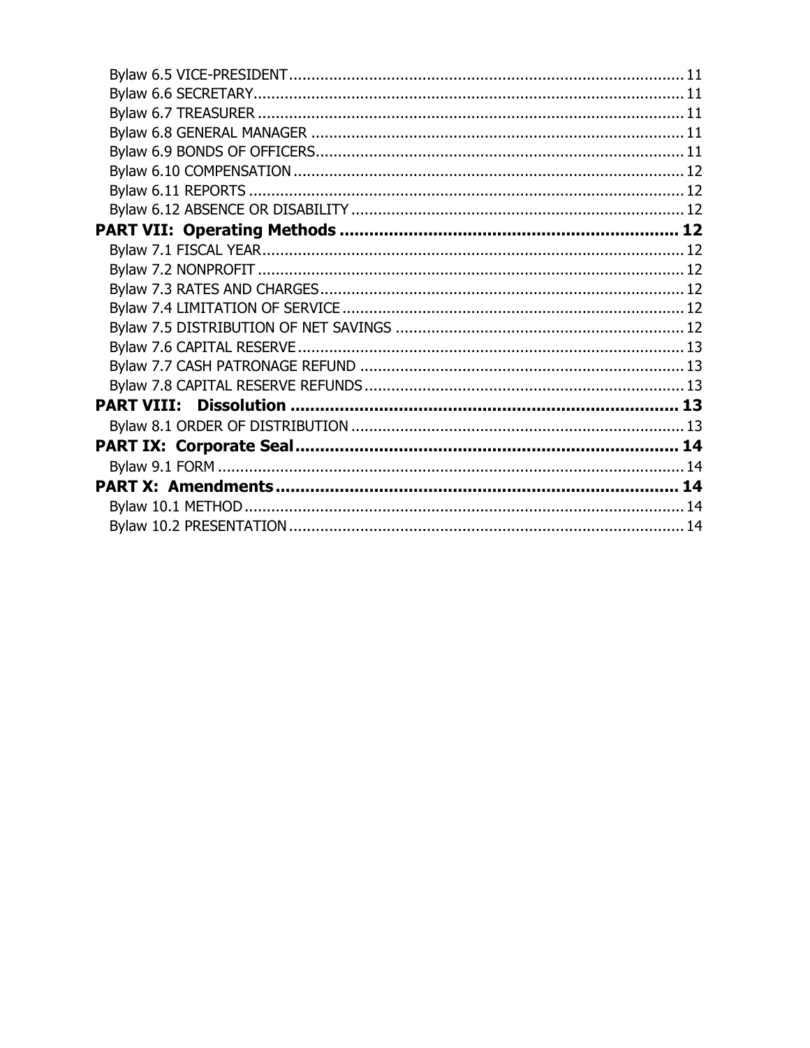Bylaw 6.5 VICE-PRESIDENT ........................................................................................ 11
Bylaw 6.6 SECRETARY................................................................................................ 11
Bylaw 6.7 TREASURER ............................................................................................... 11
Bylaw 6.8 GENERAL MANAGER ................................................................................... 11
Bylaw 6.9 BONDS OF OFFICERS.................................................................................. 11
Bylaw 6.10 COMPENSATION ....................................................................................... 12
Bylaw 6.11 REPORTS ................................................................................................. 12
Bylaw 6.12 ABSENCE OR DISABILITY .......................................................................... 12

**PART VII: Operating Methods ................................................................... 12**

Bylaw 7.1 FISCAL YEAR.............................................................................................. 12
Bylaw 7.2 NONPROFIT ............................................................................................... 12
Bylaw 7.3 RATES AND CHARGES................................................................................. 12
Bylaw 7.4 LIMITATION OF SERVICE ............................................................................ 12
Bylaw 7.5 DISTRIBUTION OF NET SAVINGS ................................................................ 12
Bylaw 7.6 CAPITAL RESERVE ...................................................................................... 13
Bylaw 7.7 CASH PATRONAGE REFUND ........................................................................ 13
Bylaw 7.8 CAPITAL RESERVE REFUNDS ....................................................................... 13

**PART VIII: Dissolution ............................................................................. 13**

Bylaw 8.1 ORDER OF DISTRIBUTION .......................................................................... 13

**PART IX: Corporate Seal............................................................................ 14**

Bylaw 9.1 FORM ........................................................................................................ 14

**PART X: Amendments ............................................................................... 14**

Bylaw 10.1 METHOD .................................................................................................. 14
Bylaw 10.2 PRESENTATION ........................................................................................ 14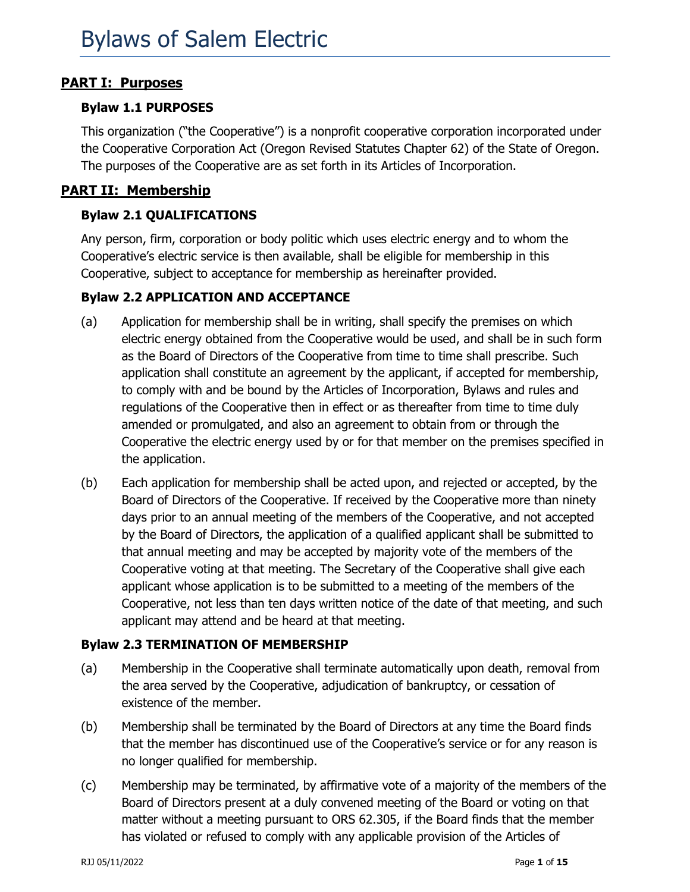# Bylaws of Salem Electric

## PART I: Purposes

### Bylaw 1.1 PURPOSES

This organization ("the Cooperative") is a nonprofit cooperative corporation incorporated under the Cooperative Corporation Act (Oregon Revised Statutes Chapter 62) of the State of Oregon. The purposes of the Cooperative are as set forth in its Articles of Incorporation.

## PART II: Membership

### Bylaw 2.1 QUALIFICATIONS

Any person, firm, corporation or body politic which uses electric energy and to whom the Cooperative's electric service is then available, shall be eligible for membership in this Cooperative, subject to acceptance for membership as hereinafter provided.

### Bylaw 2.2 APPLICATION AND ACCEPTANCE

(a) Application for membership shall be in writing, shall specify the premises on which electric energy obtained from the Cooperative would be used, and shall be in such form as the Board of Directors of the Cooperative from time to time shall prescribe. Such application shall constitute an agreement by the applicant, if accepted for membership, to comply with and be bound by the Articles of Incorporation, Bylaws and rules and regulations of the Cooperative then in effect or as thereafter from time to time duly amended or promulgated, and also an agreement to obtain from or through the Cooperative the electric energy used by or for that member on the premises specified in the application.

(b) Each application for membership shall be acted upon, and rejected or accepted, by the Board of Directors of the Cooperative. If received by the Cooperative more than ninety days prior to an annual meeting of the members of the Cooperative, and not accepted by the Board of Directors, the application of a qualified applicant shall be submitted to that annual meeting and may be accepted by majority vote of the members of the Cooperative voting at that meeting. The Secretary of the Cooperative shall give each applicant whose application is to be submitted to a meeting of the members of the Cooperative, not less than ten days written notice of the date of that meeting, and such applicant may attend and be heard at that meeting.

### Bylaw 2.3 TERMINATION OF MEMBERSHIP

(a) Membership in the Cooperative shall terminate automatically upon death, removal from the area served by the Cooperative, adjudication of bankruptcy, or cessation of existence of the member.

(b) Membership shall be terminated by the Board of Directors at any time the Board finds that the member has discontinued use of the Cooperative's service or for any reason is no longer qualified for membership.

(c) Membership may be terminated, by affirmative vote of a majority of the members of the Board of Directors present at a duly convened meeting of the Board or voting on that matter without a meeting pursuant to ORS 62.305, if the Board finds that the member has violated or refused to comply with any applicable provision of the Articles of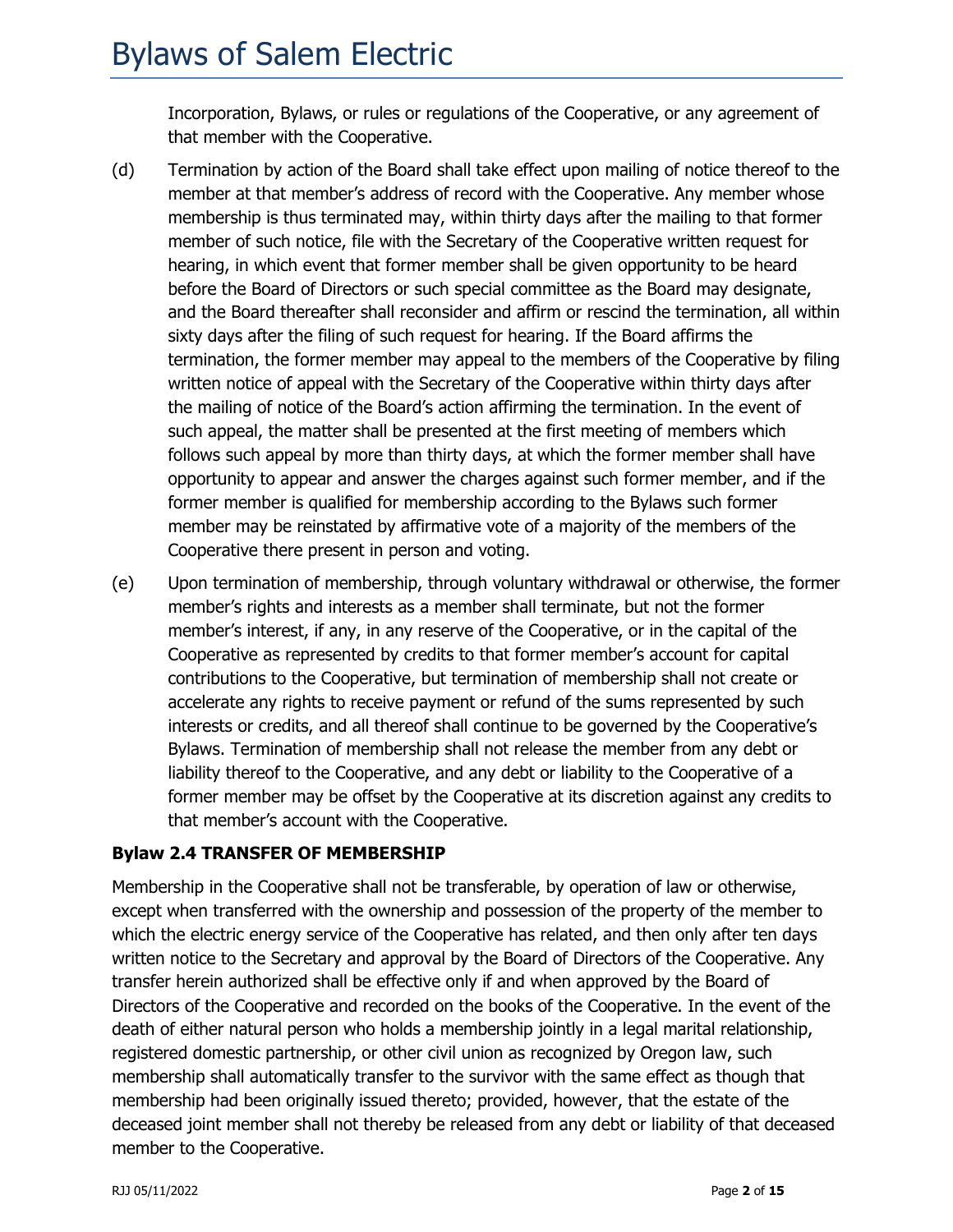Incorporation, Bylaws, or rules or regulations of the Cooperative, or any agreement of that member with the Cooperative.

(d) Termination by action of the Board shall take effect upon mailing of notice thereof to the member at that member's address of record with the Cooperative. Any member whose membership is thus terminated may, within thirty days after the mailing to that former member of such notice, file with the Secretary of the Cooperative written request for hearing, in which event that former member shall be given opportunity to be heard before the Board of Directors or such special committee as the Board may designate, and the Board thereafter shall reconsider and affirm or rescind the termination, all within sixty days after the filing of such request for hearing. If the Board affirms the termination, the former member may appeal to the members of the Cooperative by filing written notice of appeal with the Secretary of the Cooperative within thirty days after the mailing of notice of the Board's action affirming the termination. In the event of such appeal, the matter shall be presented at the first meeting of members which follows such appeal by more than thirty days, at which the former member shall have opportunity to appear and answer the charges against such former member, and if the former member is qualified for membership according to the Bylaws such former member may be reinstated by affirmative vote of a majority of the members of the Cooperative there present in person and voting.

(e) Upon termination of membership, through voluntary withdrawal or otherwise, the former member's rights and interests as a member shall terminate, but not the former member's interest, if any, in any reserve of the Cooperative, or in the capital of the Cooperative as represented by credits to that former member's account for capital contributions to the Cooperative, but termination of membership shall not create or accelerate any rights to receive payment or refund of the sums represented by such interests or credits, and all thereof shall continue to be governed by the Cooperative's Bylaws. Termination of membership shall not release the member from any debt or liability thereof to the Cooperative, and any debt or liability to the Cooperative of a former member may be offset by the Cooperative at its discretion against any credits to that member's account with the Cooperative.

### Bylaw 2.4 TRANSFER OF MEMBERSHIP

Membership in the Cooperative shall not be transferable, by operation of law or otherwise, except when transferred with the ownership and possession of the property of the member to which the electric energy service of the Cooperative has related, and then only after ten days written notice to the Secretary and approval by the Board of Directors of the Cooperative. Any transfer herein authorized shall be effective only if and when approved by the Board of Directors of the Cooperative and recorded on the books of the Cooperative. In the event of the death of either natural person who holds a membership jointly in a legal marital relationship, registered domestic partnership, or other civil union as recognized by Oregon law, such membership shall automatically transfer to the survivor with the same effect as though that membership had been originally issued thereto; provided, however, that the estate of the deceased joint member shall not thereby be released from any debt or liability of that deceased member to the Cooperative.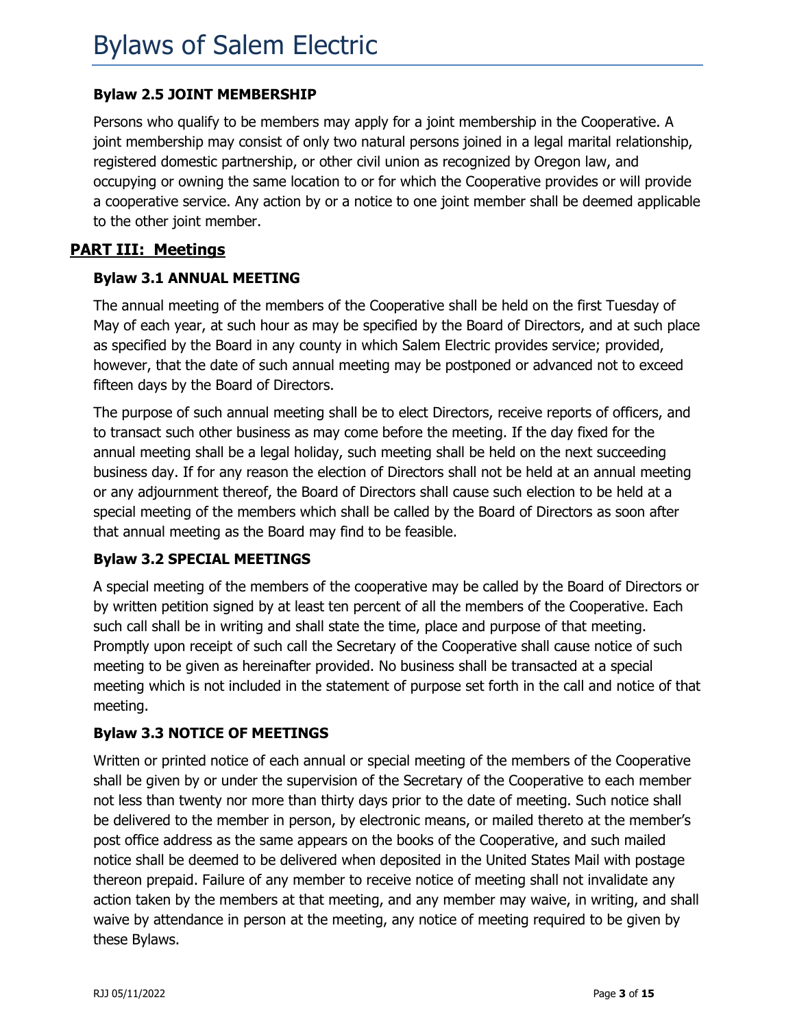### Bylaw 2.5 JOINT MEMBERSHIP

Persons who qualify to be members may apply for a joint membership in the Cooperative. A joint membership may consist of only two natural persons joined in a legal marital relationship, registered domestic partnership, or other civil union as recognized by Oregon law, and occupying or owning the same location to or for which the Cooperative provides or will provide a cooperative service. Any action by or a notice to one joint member shall be deemed applicable to the other joint member.

## PART III: Meetings

### Bylaw 3.1 ANNUAL MEETING

The annual meeting of the members of the Cooperative shall be held on the first Tuesday of May of each year, at such hour as may be specified by the Board of Directors, and at such place as specified by the Board in any county in which Salem Electric provides service; provided, however, that the date of such annual meeting may be postponed or advanced not to exceed fifteen days by the Board of Directors.

The purpose of such annual meeting shall be to elect Directors, receive reports of officers, and to transact such other business as may come before the meeting. If the day fixed for the annual meeting shall be a legal holiday, such meeting shall be held on the next succeeding business day. If for any reason the election of Directors shall not be held at an annual meeting or any adjournment thereof, the Board of Directors shall cause such election to be held at a special meeting of the members which shall be called by the Board of Directors as soon after that annual meeting as the Board may find to be feasible.

### Bylaw 3.2 SPECIAL MEETINGS

A special meeting of the members of the cooperative may be called by the Board of Directors or by written petition signed by at least ten percent of all the members of the Cooperative. Each such call shall be in writing and shall state the time, place and purpose of that meeting. Promptly upon receipt of such call the Secretary of the Cooperative shall cause notice of such meeting to be given as hereinafter provided. No business shall be transacted at a special meeting which is not included in the statement of purpose set forth in the call and notice of that meeting.

### Bylaw 3.3 NOTICE OF MEETINGS

Written or printed notice of each annual or special meeting of the members of the Cooperative shall be given by or under the supervision of the Secretary of the Cooperative to each member not less than twenty nor more than thirty days prior to the date of meeting. Such notice shall be delivered to the member in person, by electronic means, or mailed thereto at the member's post office address as the same appears on the books of the Cooperative, and such mailed notice shall be deemed to be delivered when deposited in the United States Mail with postage thereon prepaid. Failure of any member to receive notice of meeting shall not invalidate any action taken by the members at that meeting, and any member may waive, in writing, and shall waive by attendance in person at the meeting, any notice of meeting required to be given by these Bylaws.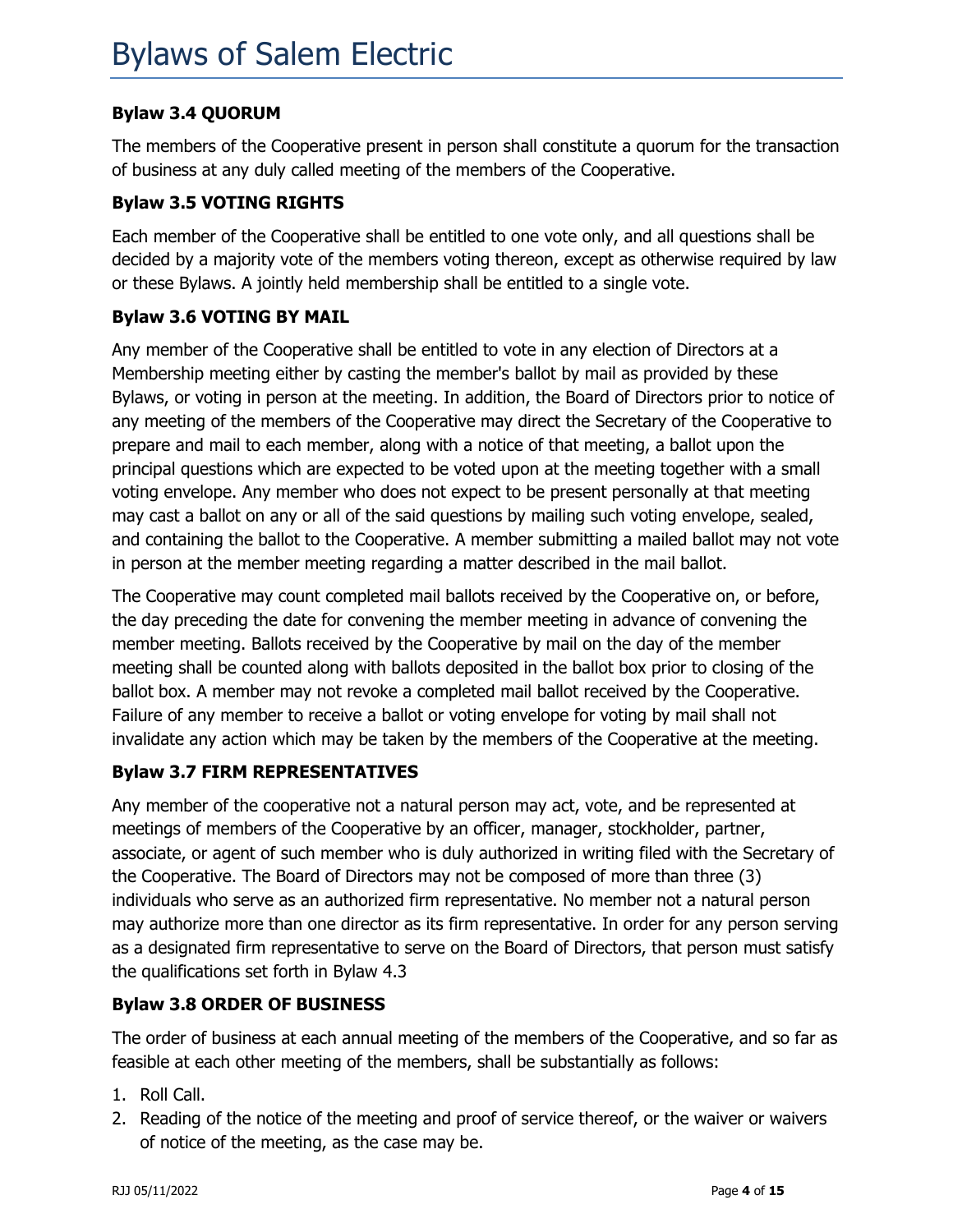### Bylaw 3.4 QUORUM

The members of the Cooperative present in person shall constitute a quorum for the transaction of business at any duly called meeting of the members of the Cooperative.

### Bylaw 3.5 VOTING RIGHTS

Each member of the Cooperative shall be entitled to one vote only, and all questions shall be decided by a majority vote of the members voting thereon, except as otherwise required by law or these Bylaws. A jointly held membership shall be entitled to a single vote.

### Bylaw 3.6 VOTING BY MAIL

Any member of the Cooperative shall be entitled to vote in any election of Directors at a Membership meeting either by casting the member's ballot by mail as provided by these Bylaws, or voting in person at the meeting. In addition, the Board of Directors prior to notice of any meeting of the members of the Cooperative may direct the Secretary of the Cooperative to prepare and mail to each member, along with a notice of that meeting, a ballot upon the principal questions which are expected to be voted upon at the meeting together with a small voting envelope. Any member who does not expect to be present personally at that meeting may cast a ballot on any or all of the said questions by mailing such voting envelope, sealed, and containing the ballot to the Cooperative. A member submitting a mailed ballot may not vote in person at the member meeting regarding a matter described in the mail ballot.

The Cooperative may count completed mail ballots received by the Cooperative on, or before, the day preceding the date for convening the member meeting in advance of convening the member meeting. Ballots received by the Cooperative by mail on the day of the member meeting shall be counted along with ballots deposited in the ballot box prior to closing of the ballot box. A member may not revoke a completed mail ballot received by the Cooperative. Failure of any member to receive a ballot or voting envelope for voting by mail shall not invalidate any action which may be taken by the members of the Cooperative at the meeting.

### Bylaw 3.7 FIRM REPRESENTATIVES

Any member of the cooperative not a natural person may act, vote, and be represented at meetings of members of the Cooperative by an officer, manager, stockholder, partner, associate, or agent of such member who is duly authorized in writing filed with the Secretary of the Cooperative. The Board of Directors may not be composed of more than three (3) individuals who serve as an authorized firm representative. No member not a natural person may authorize more than one director as its firm representative. In order for any person serving as a designated firm representative to serve on the Board of Directors, that person must satisfy the qualifications set forth in Bylaw 4.3

### Bylaw 3.8 ORDER OF BUSINESS

The order of business at each annual meeting of the members of the Cooperative, and so far as feasible at each other meeting of the members, shall be substantially as follows:

1. Roll Call.
2. Reading of the notice of the meeting and proof of service thereof, or the waiver or waivers of notice of the meeting, as the case may be.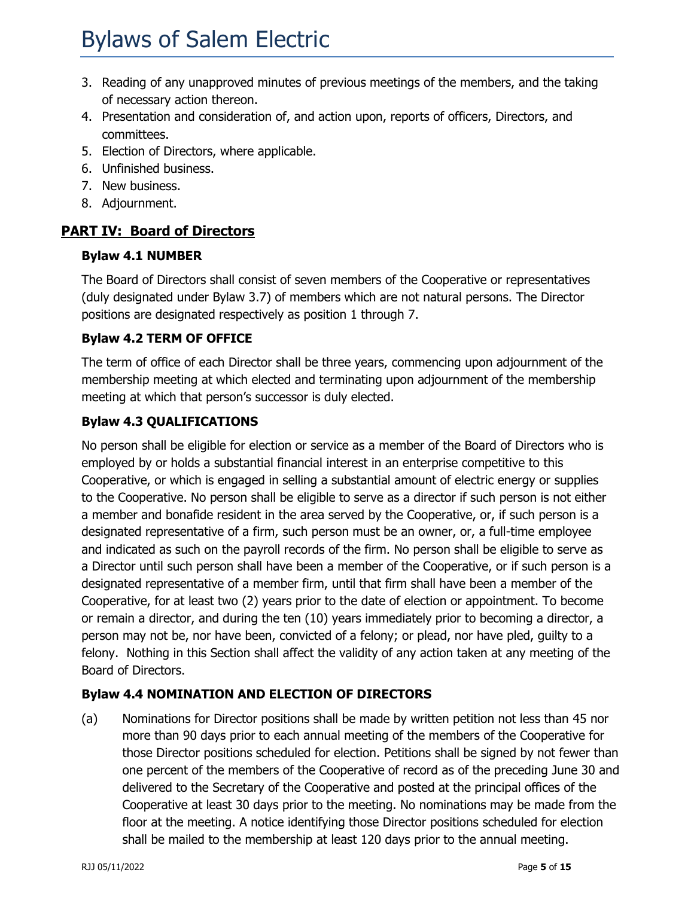3. Reading of any unapproved minutes of previous meetings of the members, and the taking of necessary action thereon.
4. Presentation and consideration of, and action upon, reports of officers, Directors, and committees.
5. Election of Directors, where applicable.
6. Unfinished business.
7. New business.
8. Adjournment.

## PART IV: Board of Directors

### Bylaw 4.1 NUMBER

The Board of Directors shall consist of seven members of the Cooperative or representatives (duly designated under Bylaw 3.7) of members which are not natural persons. The Director positions are designated respectively as position 1 through 7.

### Bylaw 4.2 TERM OF OFFICE

The term of office of each Director shall be three years, commencing upon adjournment of the membership meeting at which elected and terminating upon adjournment of the membership meeting at which that person's successor is duly elected.

### Bylaw 4.3 QUALIFICATIONS

No person shall be eligible for election or service as a member of the Board of Directors who is employed by or holds a substantial financial interest in an enterprise competitive to this Cooperative, or which is engaged in selling a substantial amount of electric energy or supplies to the Cooperative. No person shall be eligible to serve as a director if such person is not either a member and bonafide resident in the area served by the Cooperative, or, if such person is a designated representative of a firm, such person must be an owner, or, a full-time employee and indicated as such on the payroll records of the firm. No person shall be eligible to serve as a Director until such person shall have been a member of the Cooperative, or if such person is a designated representative of a member firm, until that firm shall have been a member of the Cooperative, for at least two (2) years prior to the date of election or appointment. To become or remain a director, and during the ten (10) years immediately prior to becoming a director, a person may not be, nor have been, convicted of a felony; or plead, nor have pled, guilty to a felony. Nothing in this Section shall affect the validity of any action taken at any meeting of the Board of Directors.

### Bylaw 4.4 NOMINATION AND ELECTION OF DIRECTORS

(a) Nominations for Director positions shall be made by written petition not less than 45 nor more than 90 days prior to each annual meeting of the members of the Cooperative for those Director positions scheduled for election. Petitions shall be signed by not fewer than one percent of the members of the Cooperative of record as of the preceding June 30 and delivered to the Secretary of the Cooperative and posted at the principal offices of the Cooperative at least 30 days prior to the meeting. No nominations may be made from the floor at the meeting. A notice identifying those Director positions scheduled for election shall be mailed to the membership at least 120 days prior to the annual meeting.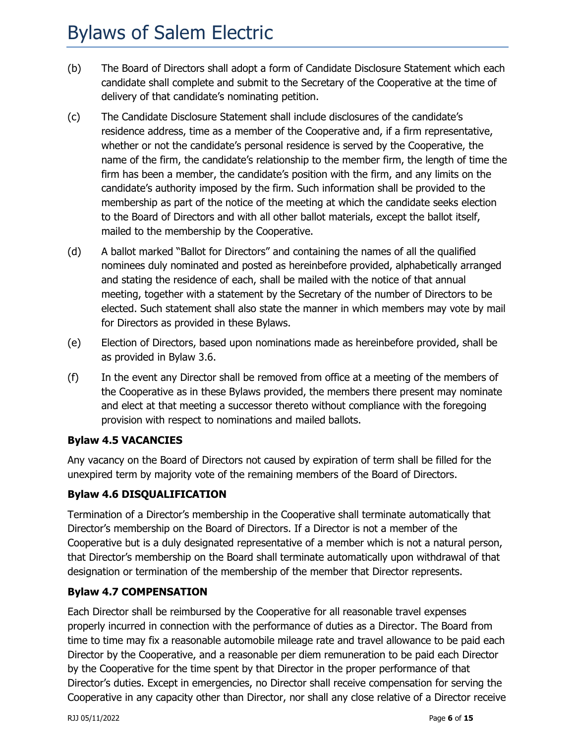(b) The Board of Directors shall adopt a form of Candidate Disclosure Statement which each candidate shall complete and submit to the Secretary of the Cooperative at the time of delivery of that candidate's nominating petition.

(c) The Candidate Disclosure Statement shall include disclosures of the candidate's residence address, time as a member of the Cooperative and, if a firm representative, whether or not the candidate's personal residence is served by the Cooperative, the name of the firm, the candidate's relationship to the member firm, the length of time the firm has been a member, the candidate's position with the firm, and any limits on the candidate's authority imposed by the firm. Such information shall be provided to the membership as part of the notice of the meeting at which the candidate seeks election to the Board of Directors and with all other ballot materials, except the ballot itself, mailed to the membership by the Cooperative.

(d) A ballot marked "Ballot for Directors" and containing the names of all the qualified nominees duly nominated and posted as hereinbefore provided, alphabetically arranged and stating the residence of each, shall be mailed with the notice of that annual meeting, together with a statement by the Secretary of the number of Directors to be elected. Such statement shall also state the manner in which members may vote by mail for Directors as provided in these Bylaws.

(e) Election of Directors, based upon nominations made as hereinbefore provided, shall be as provided in Bylaw 3.6.

(f) In the event any Director shall be removed from office at a meeting of the members of the Cooperative as in these Bylaws provided, the members there present may nominate and elect at that meeting a successor thereto without compliance with the foregoing provision with respect to nominations and mailed ballots.

**Bylaw 4.5 VACANCIES**

Any vacancy on the Board of Directors not caused by expiration of term shall be filled for the unexpired term by majority vote of the remaining members of the Board of Directors.

**Bylaw 4.6 DISQUALIFICATION**

Termination of a Director's membership in the Cooperative shall terminate automatically that Director's membership on the Board of Directors. If a Director is not a member of the Cooperative but is a duly designated representative of a member which is not a natural person, that Director's membership on the Board shall terminate automatically upon withdrawal of that designation or termination of the membership of the member that Director represents.

**Bylaw 4.7 COMPENSATION**

Each Director shall be reimbursed by the Cooperative for all reasonable travel expenses properly incurred in connection with the performance of duties as a Director. The Board from time to time may fix a reasonable automobile mileage rate and travel allowance to be paid each Director by the Cooperative, and a reasonable per diem remuneration to be paid each Director by the Cooperative for the time spent by that Director in the proper performance of that Director's duties. Except in emergencies, no Director shall receive compensation for serving the Cooperative in any capacity other than Director, nor shall any close relative of a Director receive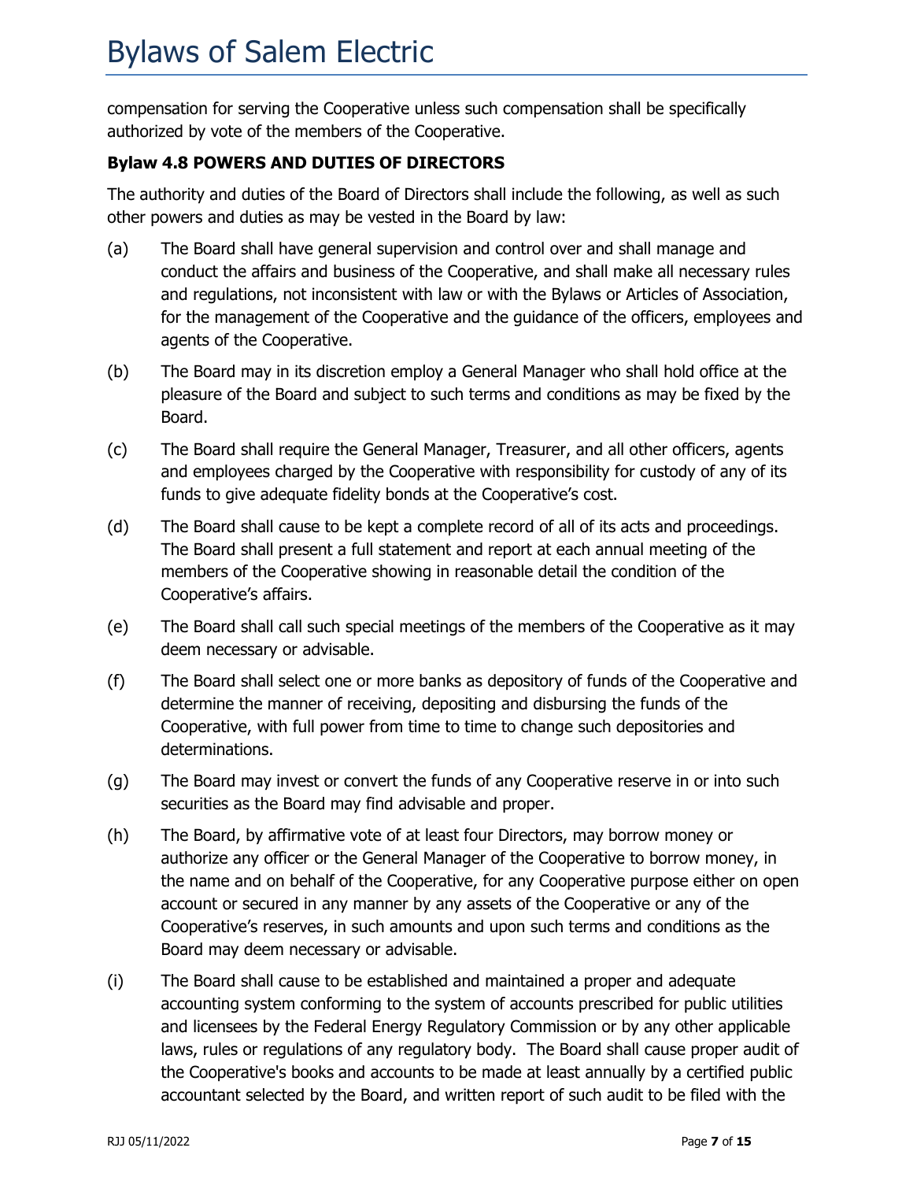compensation for serving the Cooperative unless such compensation shall be specifically authorized by vote of the members of the Cooperative.

### Bylaw 4.8 POWERS AND DUTIES OF DIRECTORS

The authority and duties of the Board of Directors shall include the following, as well as such other powers and duties as may be vested in the Board by law:

(a) The Board shall have general supervision and control over and shall manage and conduct the affairs and business of the Cooperative, and shall make all necessary rules and regulations, not inconsistent with law or with the Bylaws or Articles of Association, for the management of the Cooperative and the guidance of the officers, employees and agents of the Cooperative.

(b) The Board may in its discretion employ a General Manager who shall hold office at the pleasure of the Board and subject to such terms and conditions as may be fixed by the Board.

(c) The Board shall require the General Manager, Treasurer, and all other officers, agents and employees charged by the Cooperative with responsibility for custody of any of its funds to give adequate fidelity bonds at the Cooperative's cost.

(d) The Board shall cause to be kept a complete record of all of its acts and proceedings. The Board shall present a full statement and report at each annual meeting of the members of the Cooperative showing in reasonable detail the condition of the Cooperative's affairs.

(e) The Board shall call such special meetings of the members of the Cooperative as it may deem necessary or advisable.

(f) The Board shall select one or more banks as depository of funds of the Cooperative and determine the manner of receiving, depositing and disbursing the funds of the Cooperative, with full power from time to time to change such depositories and determinations.

(g) The Board may invest or convert the funds of any Cooperative reserve in or into such securities as the Board may find advisable and proper.

(h) The Board, by affirmative vote of at least four Directors, may borrow money or authorize any officer or the General Manager of the Cooperative to borrow money, in the name and on behalf of the Cooperative, for any Cooperative purpose either on open account or secured in any manner by any assets of the Cooperative or any of the Cooperative's reserves, in such amounts and upon such terms and conditions as the Board may deem necessary or advisable.

(i) The Board shall cause to be established and maintained a proper and adequate accounting system conforming to the system of accounts prescribed for public utilities and licensees by the Federal Energy Regulatory Commission or by any other applicable laws, rules or regulations of any regulatory body. The Board shall cause proper audit of the Cooperative's books and accounts to be made at least annually by a certified public accountant selected by the Board, and written report of such audit to be filed with the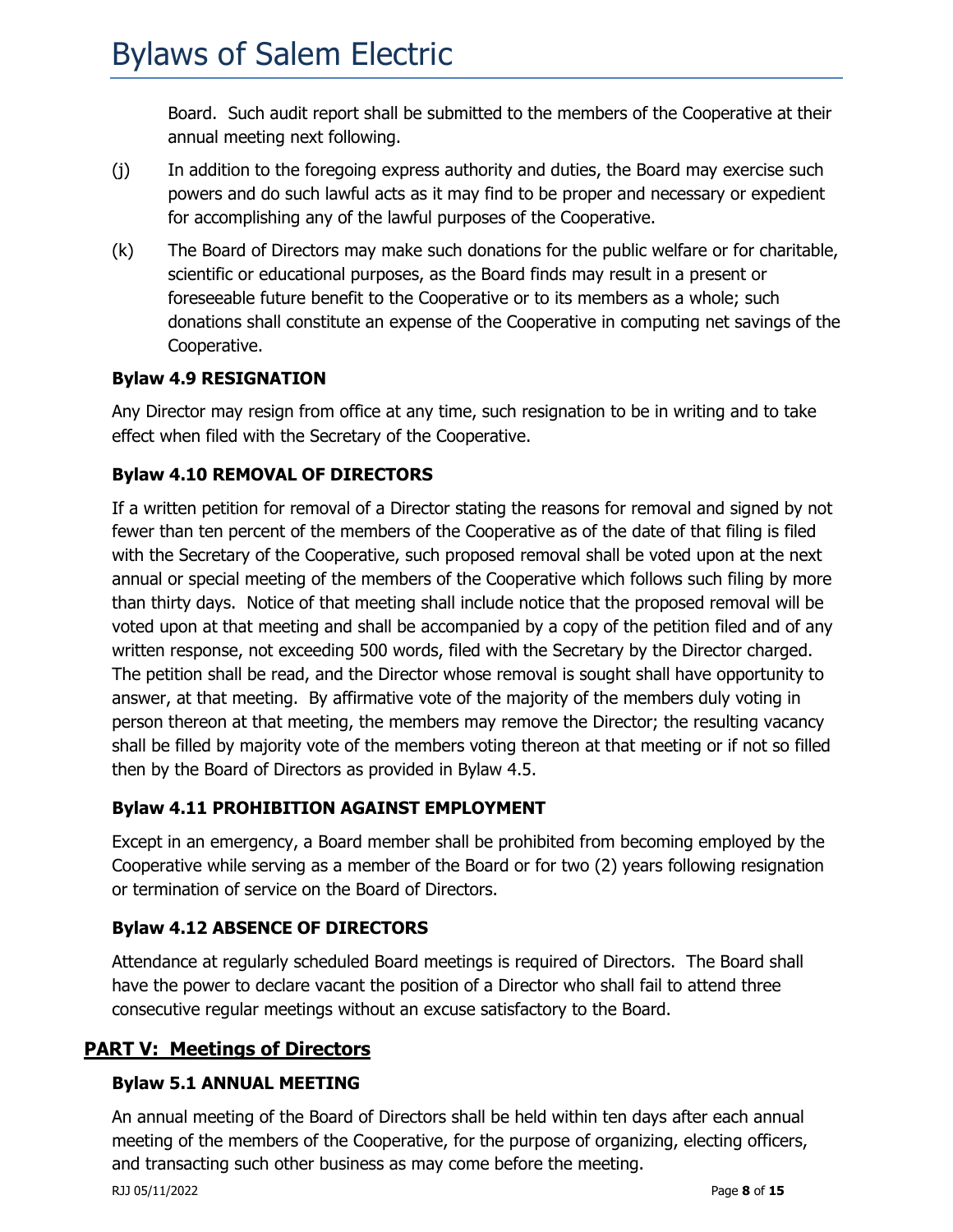Board. Such audit report shall be submitted to the members of the Cooperative at their annual meeting next following.

(j) In addition to the foregoing express authority and duties, the Board may exercise such powers and do such lawful acts as it may find to be proper and necessary or expedient for accomplishing any of the lawful purposes of the Cooperative.

(k) The Board of Directors may make such donations for the public welfare or for charitable, scientific or educational purposes, as the Board finds may result in a present or foreseeable future benefit to the Cooperative or to its members as a whole; such donations shall constitute an expense of the Cooperative in computing net savings of the Cooperative.

### Bylaw 4.9 RESIGNATION

Any Director may resign from office at any time, such resignation to be in writing and to take effect when filed with the Secretary of the Cooperative.

### Bylaw 4.10 REMOVAL OF DIRECTORS

If a written petition for removal of a Director stating the reasons for removal and signed by not fewer than ten percent of the members of the Cooperative as of the date of that filing is filed with the Secretary of the Cooperative, such proposed removal shall be voted upon at the next annual or special meeting of the members of the Cooperative which follows such filing by more than thirty days. Notice of that meeting shall include notice that the proposed removal will be voted upon at that meeting and shall be accompanied by a copy of the petition filed and of any written response, not exceeding 500 words, filed with the Secretary by the Director charged. The petition shall be read, and the Director whose removal is sought shall have opportunity to answer, at that meeting. By affirmative vote of the majority of the members duly voting in person thereon at that meeting, the members may remove the Director; the resulting vacancy shall be filled by majority vote of the members voting thereon at that meeting or if not so filled then by the Board of Directors as provided in Bylaw 4.5.

### Bylaw 4.11 PROHIBITION AGAINST EMPLOYMENT

Except in an emergency, a Board member shall be prohibited from becoming employed by the Cooperative while serving as a member of the Board or for two (2) years following resignation or termination of service on the Board of Directors.

### Bylaw 4.12 ABSENCE OF DIRECTORS

Attendance at regularly scheduled Board meetings is required of Directors. The Board shall have the power to declare vacant the position of a Director who shall fail to attend three consecutive regular meetings without an excuse satisfactory to the Board.

## PART V: Meetings of Directors

### Bylaw 5.1 ANNUAL MEETING

An annual meeting of the Board of Directors shall be held within ten days after each annual meeting of the members of the Cooperative, for the purpose of organizing, electing officers, and transacting such other business as may come before the meeting.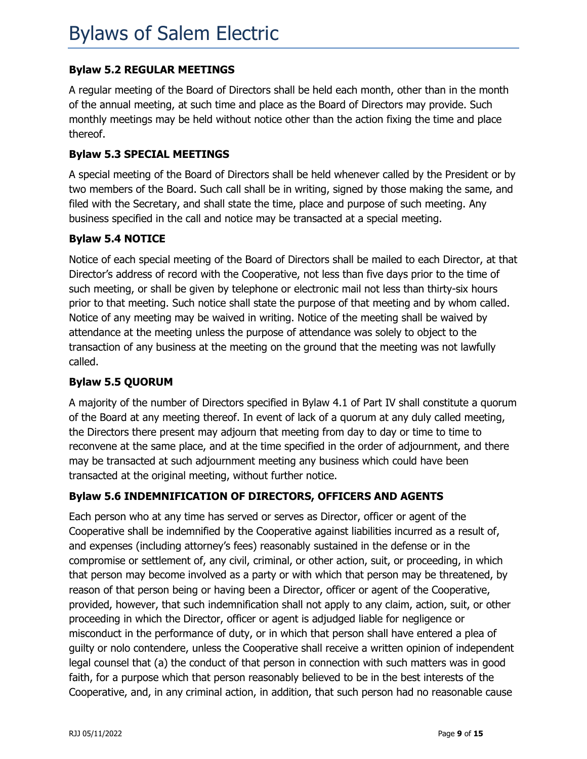### Bylaw 5.2 REGULAR MEETINGS

A regular meeting of the Board of Directors shall be held each month, other than in the month of the annual meeting, at such time and place as the Board of Directors may provide. Such monthly meetings may be held without notice other than the action fixing the time and place thereof.

### Bylaw 5.3 SPECIAL MEETINGS

A special meeting of the Board of Directors shall be held whenever called by the President or by two members of the Board. Such call shall be in writing, signed by those making the same, and filed with the Secretary, and shall state the time, place and purpose of such meeting. Any business specified in the call and notice may be transacted at a special meeting.

### Bylaw 5.4 NOTICE

Notice of each special meeting of the Board of Directors shall be mailed to each Director, at that Director's address of record with the Cooperative, not less than five days prior to the time of such meeting, or shall be given by telephone or electronic mail not less than thirty-six hours prior to that meeting. Such notice shall state the purpose of that meeting and by whom called. Notice of any meeting may be waived in writing. Notice of the meeting shall be waived by attendance at the meeting unless the purpose of attendance was solely to object to the transaction of any business at the meeting on the ground that the meeting was not lawfully called.

### Bylaw 5.5 QUORUM

A majority of the number of Directors specified in Bylaw 4.1 of Part IV shall constitute a quorum of the Board at any meeting thereof. In event of lack of a quorum at any duly called meeting, the Directors there present may adjourn that meeting from day to day or time to time to reconvene at the same place, and at the time specified in the order of adjournment, and there may be transacted at such adjournment meeting any business which could have been transacted at the original meeting, without further notice.

### Bylaw 5.6 INDEMNIFICATION OF DIRECTORS, OFFICERS AND AGENTS

Each person who at any time has served or serves as Director, officer or agent of the Cooperative shall be indemnified by the Cooperative against liabilities incurred as a result of, and expenses (including attorney's fees) reasonably sustained in the defense or in the compromise or settlement of, any civil, criminal, or other action, suit, or proceeding, in which that person may become involved as a party or with which that person may be threatened, by reason of that person being or having been a Director, officer or agent of the Cooperative, provided, however, that such indemnification shall not apply to any claim, action, suit, or other proceeding in which the Director, officer or agent is adjudged liable for negligence or misconduct in the performance of duty, or in which that person shall have entered a plea of guilty or nolo contendere, unless the Cooperative shall receive a written opinion of independent legal counsel that (a) the conduct of that person in connection with such matters was in good faith, for a purpose which that person reasonably believed to be in the best interests of the Cooperative, and, in any criminal action, in addition, that such person had no reasonable cause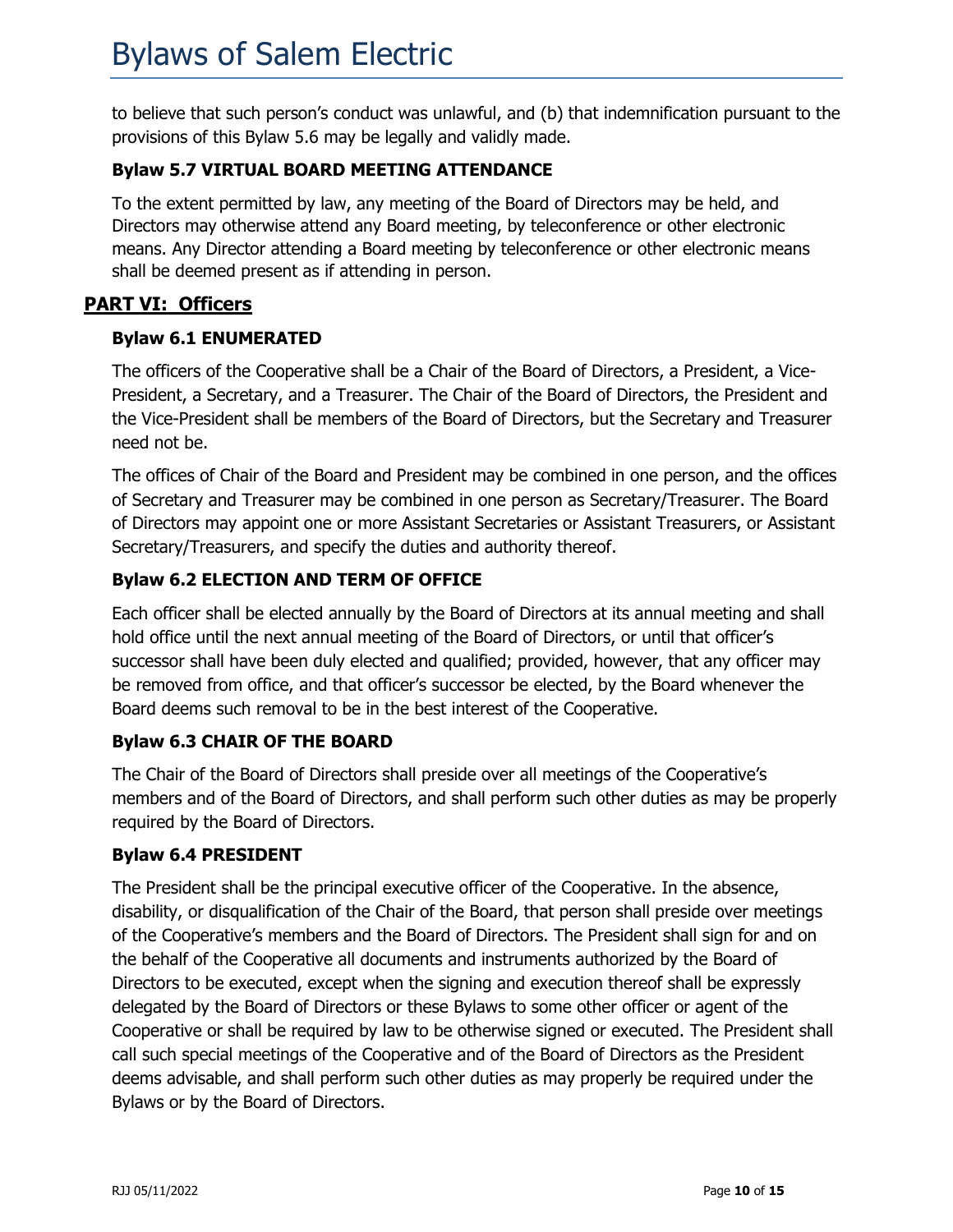to believe that such person's conduct was unlawful, and (b) that indemnification pursuant to the provisions of this Bylaw 5.6 may be legally and validly made.

### Bylaw 5.7 VIRTUAL BOARD MEETING ATTENDANCE

To the extent permitted by law, any meeting of the Board of Directors may be held, and Directors may otherwise attend any Board meeting, by teleconference or other electronic means. Any Director attending a Board meeting by teleconference or other electronic means shall be deemed present as if attending in person.

## PART VI: Officers

### Bylaw 6.1 ENUMERATED

The officers of the Cooperative shall be a Chair of the Board of Directors, a President, a Vice-President, a Secretary, and a Treasurer. The Chair of the Board of Directors, the President and the Vice-President shall be members of the Board of Directors, but the Secretary and Treasurer need not be.

The offices of Chair of the Board and President may be combined in one person, and the offices of Secretary and Treasurer may be combined in one person as Secretary/Treasurer. The Board of Directors may appoint one or more Assistant Secretaries or Assistant Treasurers, or Assistant Secretary/Treasurers, and specify the duties and authority thereof.

### Bylaw 6.2 ELECTION AND TERM OF OFFICE

Each officer shall be elected annually by the Board of Directors at its annual meeting and shall hold office until the next annual meeting of the Board of Directors, or until that officer's successor shall have been duly elected and qualified; provided, however, that any officer may be removed from office, and that officer's successor be elected, by the Board whenever the Board deems such removal to be in the best interest of the Cooperative.

### Bylaw 6.3 CHAIR OF THE BOARD

The Chair of the Board of Directors shall preside over all meetings of the Cooperative's members and of the Board of Directors, and shall perform such other duties as may be properly required by the Board of Directors.

### Bylaw 6.4 PRESIDENT

The President shall be the principal executive officer of the Cooperative. In the absence, disability, or disqualification of the Chair of the Board, that person shall preside over meetings of the Cooperative's members and the Board of Directors. The President shall sign for and on the behalf of the Cooperative all documents and instruments authorized by the Board of Directors to be executed, except when the signing and execution thereof shall be expressly delegated by the Board of Directors or these Bylaws to some other officer or agent of the Cooperative or shall be required by law to be otherwise signed or executed. The President shall call such special meetings of the Cooperative and of the Board of Directors as the President deems advisable, and shall perform such other duties as may properly be required under the Bylaws or by the Board of Directors.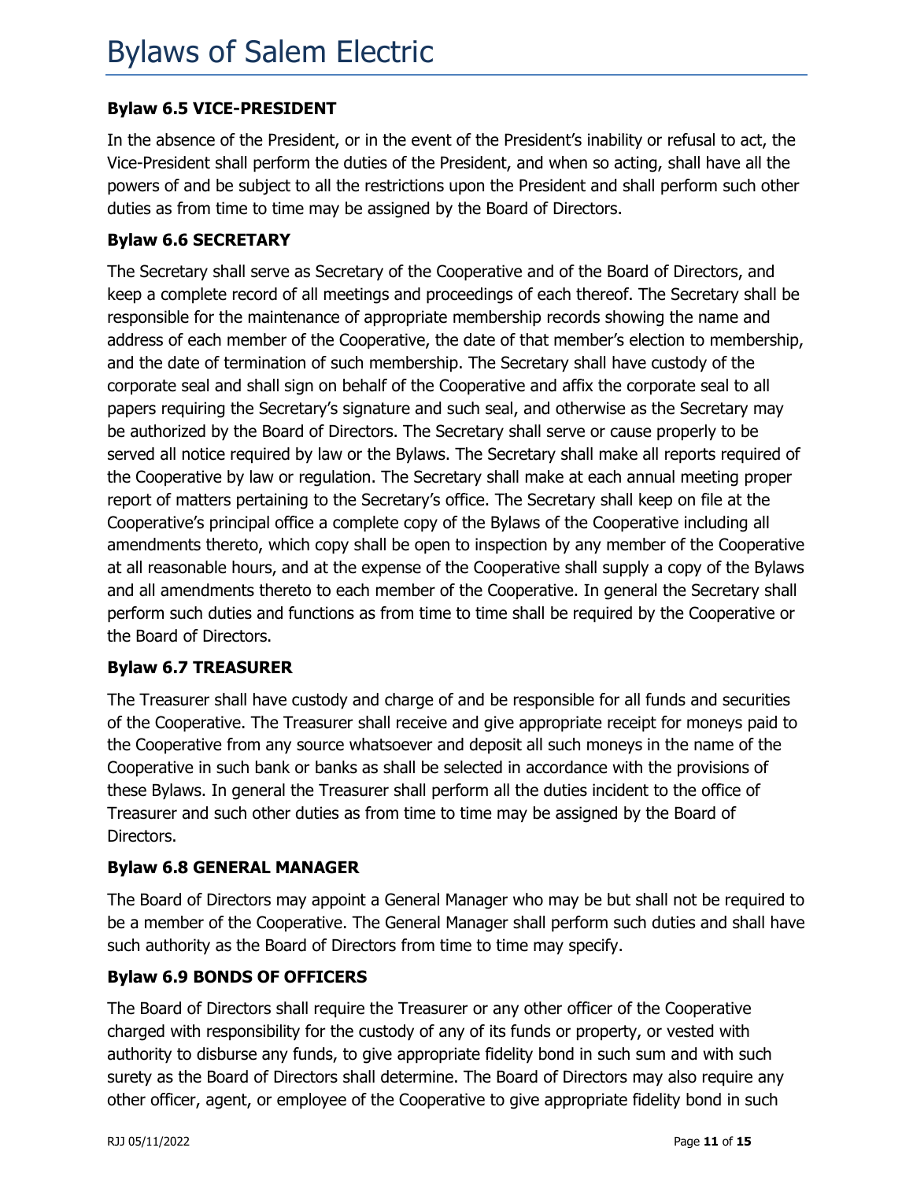### Bylaw 6.5 VICE-PRESIDENT

In the absence of the President, or in the event of the President's inability or refusal to act, the Vice-President shall perform the duties of the President, and when so acting, shall have all the powers of and be subject to all the restrictions upon the President and shall perform such other duties as from time to time may be assigned by the Board of Directors.

### Bylaw 6.6 SECRETARY

The Secretary shall serve as Secretary of the Cooperative and of the Board of Directors, and keep a complete record of all meetings and proceedings of each thereof. The Secretary shall be responsible for the maintenance of appropriate membership records showing the name and address of each member of the Cooperative, the date of that member's election to membership, and the date of termination of such membership. The Secretary shall have custody of the corporate seal and shall sign on behalf of the Cooperative and affix the corporate seal to all papers requiring the Secretary's signature and such seal, and otherwise as the Secretary may be authorized by the Board of Directors. The Secretary shall serve or cause properly to be served all notice required by law or the Bylaws. The Secretary shall make all reports required of the Cooperative by law or regulation. The Secretary shall make at each annual meeting proper report of matters pertaining to the Secretary's office. The Secretary shall keep on file at the Cooperative's principal office a complete copy of the Bylaws of the Cooperative including all amendments thereto, which copy shall be open to inspection by any member of the Cooperative at all reasonable hours, and at the expense of the Cooperative shall supply a copy of the Bylaws and all amendments thereto to each member of the Cooperative. In general the Secretary shall perform such duties and functions as from time to time shall be required by the Cooperative or the Board of Directors.

### Bylaw 6.7 TREASURER

The Treasurer shall have custody and charge of and be responsible for all funds and securities of the Cooperative. The Treasurer shall receive and give appropriate receipt for moneys paid to the Cooperative from any source whatsoever and deposit all such moneys in the name of the Cooperative in such bank or banks as shall be selected in accordance with the provisions of these Bylaws. In general the Treasurer shall perform all the duties incident to the office of Treasurer and such other duties as from time to time may be assigned by the Board of Directors.

### Bylaw 6.8 GENERAL MANAGER

The Board of Directors may appoint a General Manager who may be but shall not be required to be a member of the Cooperative. The General Manager shall perform such duties and shall have such authority as the Board of Directors from time to time may specify.

### Bylaw 6.9 BONDS OF OFFICERS

The Board of Directors shall require the Treasurer or any other officer of the Cooperative charged with responsibility for the custody of any of its funds or property, or vested with authority to disburse any funds, to give appropriate fidelity bond in such sum and with such surety as the Board of Directors shall determine. The Board of Directors may also require any other officer, agent, or employee of the Cooperative to give appropriate fidelity bond in such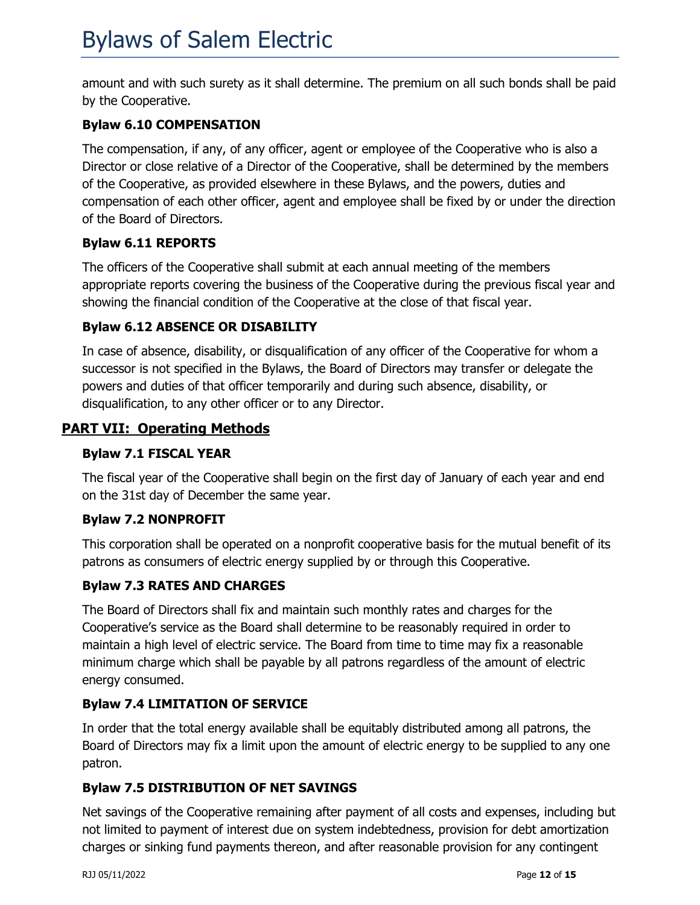amount and with such surety as it shall determine. The premium on all such bonds shall be paid by the Cooperative.

### Bylaw 6.10 COMPENSATION

The compensation, if any, of any officer, agent or employee of the Cooperative who is also a Director or close relative of a Director of the Cooperative, shall be determined by the members of the Cooperative, as provided elsewhere in these Bylaws, and the powers, duties and compensation of each other officer, agent and employee shall be fixed by or under the direction of the Board of Directors.

### Bylaw 6.11 REPORTS

The officers of the Cooperative shall submit at each annual meeting of the members appropriate reports covering the business of the Cooperative during the previous fiscal year and showing the financial condition of the Cooperative at the close of that fiscal year.

### Bylaw 6.12 ABSENCE OR DISABILITY

In case of absence, disability, or disqualification of any officer of the Cooperative for whom a successor is not specified in the Bylaws, the Board of Directors may transfer or delegate the powers and duties of that officer temporarily and during such absence, disability, or disqualification, to any other officer or to any Director.

## PART VII: Operating Methods

### Bylaw 7.1 FISCAL YEAR

The fiscal year of the Cooperative shall begin on the first day of January of each year and end on the 31st day of December the same year.

### Bylaw 7.2 NONPROFIT

This corporation shall be operated on a nonprofit cooperative basis for the mutual benefit of its patrons as consumers of electric energy supplied by or through this Cooperative.

### Bylaw 7.3 RATES AND CHARGES

The Board of Directors shall fix and maintain such monthly rates and charges for the Cooperative's service as the Board shall determine to be reasonably required in order to maintain a high level of electric service. The Board from time to time may fix a reasonable minimum charge which shall be payable by all patrons regardless of the amount of electric energy consumed.

### Bylaw 7.4 LIMITATION OF SERVICE

In order that the total energy available shall be equitably distributed among all patrons, the Board of Directors may fix a limit upon the amount of electric energy to be supplied to any one patron.

### Bylaw 7.5 DISTRIBUTION OF NET SAVINGS

Net savings of the Cooperative remaining after payment of all costs and expenses, including but not limited to payment of interest due on system indebtedness, provision for debt amortization charges or sinking fund payments thereon, and after reasonable provision for any contingent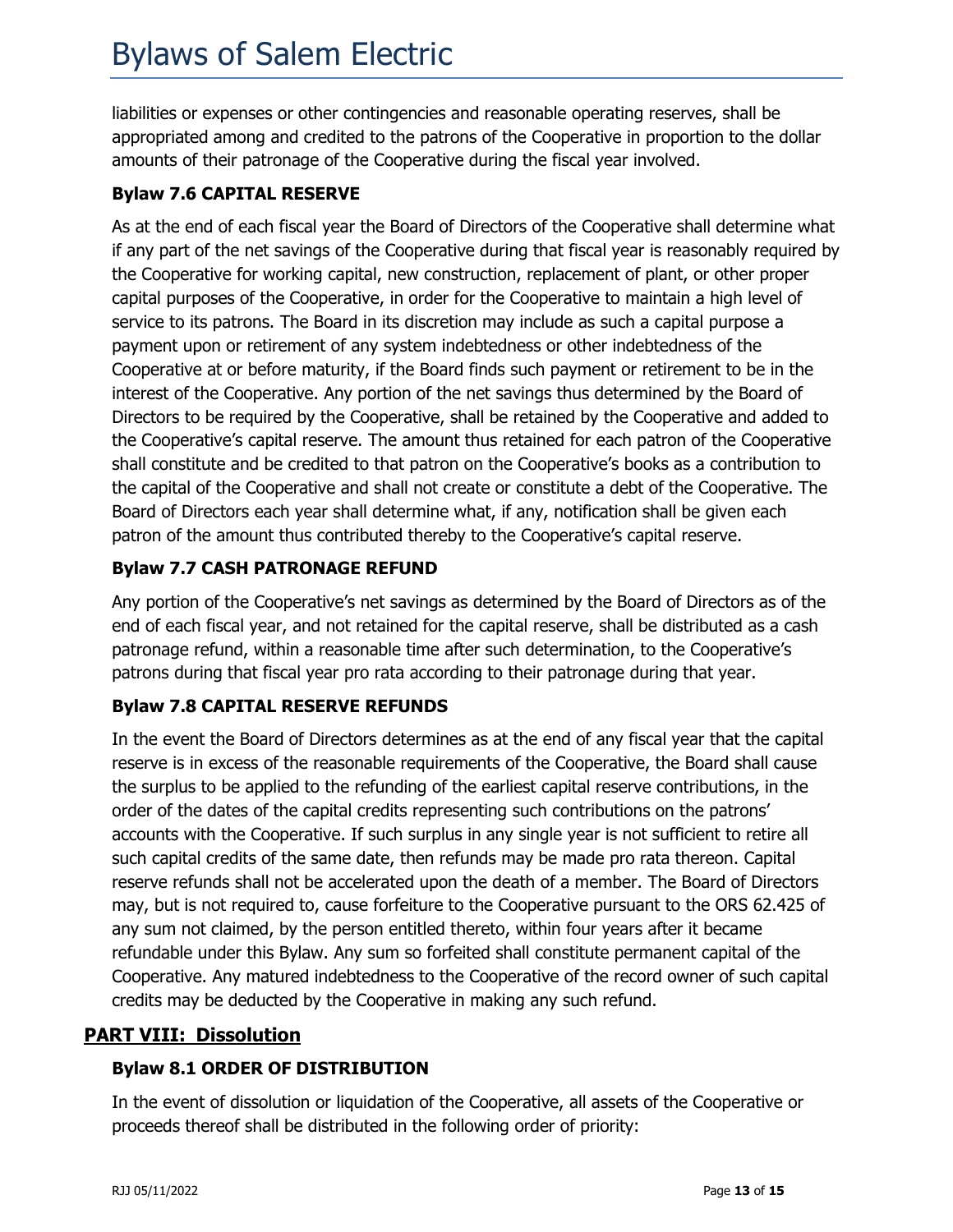liabilities or expenses or other contingencies and reasonable operating reserves, shall be appropriated among and credited to the patrons of the Cooperative in proportion to the dollar amounts of their patronage of the Cooperative during the fiscal year involved.

### Bylaw 7.6 CAPITAL RESERVE

As at the end of each fiscal year the Board of Directors of the Cooperative shall determine what if any part of the net savings of the Cooperative during that fiscal year is reasonably required by the Cooperative for working capital, new construction, replacement of plant, or other proper capital purposes of the Cooperative, in order for the Cooperative to maintain a high level of service to its patrons. The Board in its discretion may include as such a capital purpose a payment upon or retirement of any system indebtedness or other indebtedness of the Cooperative at or before maturity, if the Board finds such payment or retirement to be in the interest of the Cooperative. Any portion of the net savings thus determined by the Board of Directors to be required by the Cooperative, shall be retained by the Cooperative and added to the Cooperative's capital reserve. The amount thus retained for each patron of the Cooperative shall constitute and be credited to that patron on the Cooperative's books as a contribution to the capital of the Cooperative and shall not create or constitute a debt of the Cooperative. The Board of Directors each year shall determine what, if any, notification shall be given each patron of the amount thus contributed thereby to the Cooperative's capital reserve.

### Bylaw 7.7 CASH PATRONAGE REFUND

Any portion of the Cooperative's net savings as determined by the Board of Directors as of the end of each fiscal year, and not retained for the capital reserve, shall be distributed as a cash patronage refund, within a reasonable time after such determination, to the Cooperative's patrons during that fiscal year pro rata according to their patronage during that year.

### Bylaw 7.8 CAPITAL RESERVE REFUNDS

In the event the Board of Directors determines as at the end of any fiscal year that the capital reserve is in excess of the reasonable requirements of the Cooperative, the Board shall cause the surplus to be applied to the refunding of the earliest capital reserve contributions, in the order of the dates of the capital credits representing such contributions on the patrons' accounts with the Cooperative. If such surplus in any single year is not sufficient to retire all such capital credits of the same date, then refunds may be made pro rata thereon. Capital reserve refunds shall not be accelerated upon the death of a member. The Board of Directors may, but is not required to, cause forfeiture to the Cooperative pursuant to the ORS 62.425 of any sum not claimed, by the person entitled thereto, within four years after it became refundable under this Bylaw. Any sum so forfeited shall constitute permanent capital of the Cooperative. Any matured indebtedness to the Cooperative of the record owner of such capital credits may be deducted by the Cooperative in making any such refund.

## PART VIII: Dissolution

### Bylaw 8.1 ORDER OF DISTRIBUTION

In the event of dissolution or liquidation of the Cooperative, all assets of the Cooperative or proceeds thereof shall be distributed in the following order of priority: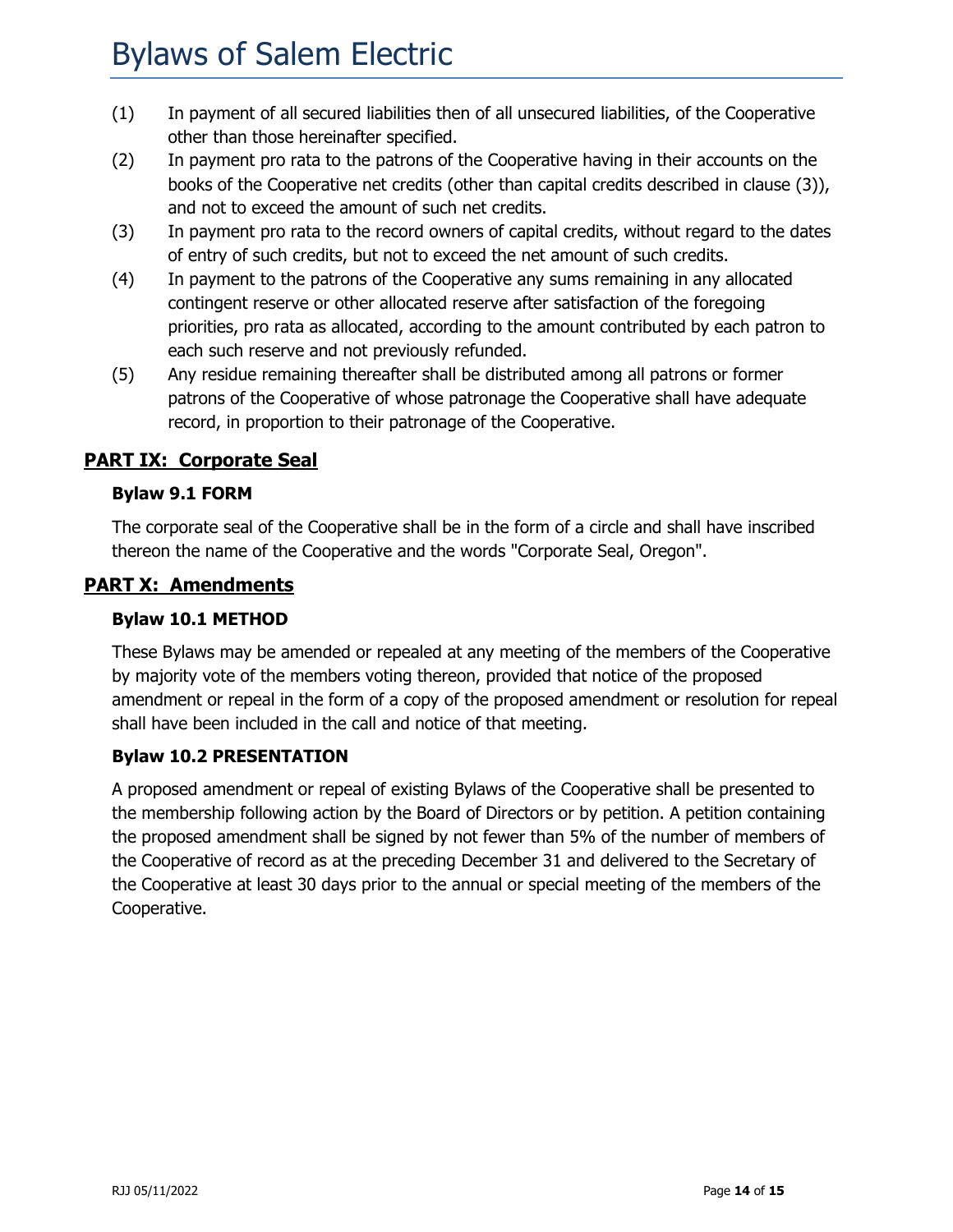(1) In payment of all secured liabilities then of all unsecured liabilities, of the Cooperative other than those hereinafter specified.

(2) In payment pro rata to the patrons of the Cooperative having in their accounts on the books of the Cooperative net credits (other than capital credits described in clause (3)), and not to exceed the amount of such net credits.

(3) In payment pro rata to the record owners of capital credits, without regard to the dates of entry of such credits, but not to exceed the net amount of such credits.

(4) In payment to the patrons of the Cooperative any sums remaining in any allocated contingent reserve or other allocated reserve after satisfaction of the foregoing priorities, pro rata as allocated, according to the amount contributed by each patron to each such reserve and not previously refunded.

(5) Any residue remaining thereafter shall be distributed among all patrons or former patrons of the Cooperative of whose patronage the Cooperative shall have adequate record, in proportion to their patronage of the Cooperative.

## PART IX: Corporate Seal

### Bylaw 9.1 FORM

The corporate seal of the Cooperative shall be in the form of a circle and shall have inscribed thereon the name of the Cooperative and the words "Corporate Seal, Oregon".

## PART X: Amendments

### Bylaw 10.1 METHOD

These Bylaws may be amended or repealed at any meeting of the members of the Cooperative by majority vote of the members voting thereon, provided that notice of the proposed amendment or repeal in the form of a copy of the proposed amendment or resolution for repeal shall have been included in the call and notice of that meeting.

### Bylaw 10.2 PRESENTATION

A proposed amendment or repeal of existing Bylaws of the Cooperative shall be presented to the membership following action by the Board of Directors or by petition. A petition containing the proposed amendment shall be signed by not fewer than 5% of the number of members of the Cooperative of record as at the preceding December 31 and delivered to the Secretary of the Cooperative at least 30 days prior to the annual or special meeting of the members of the Cooperative.